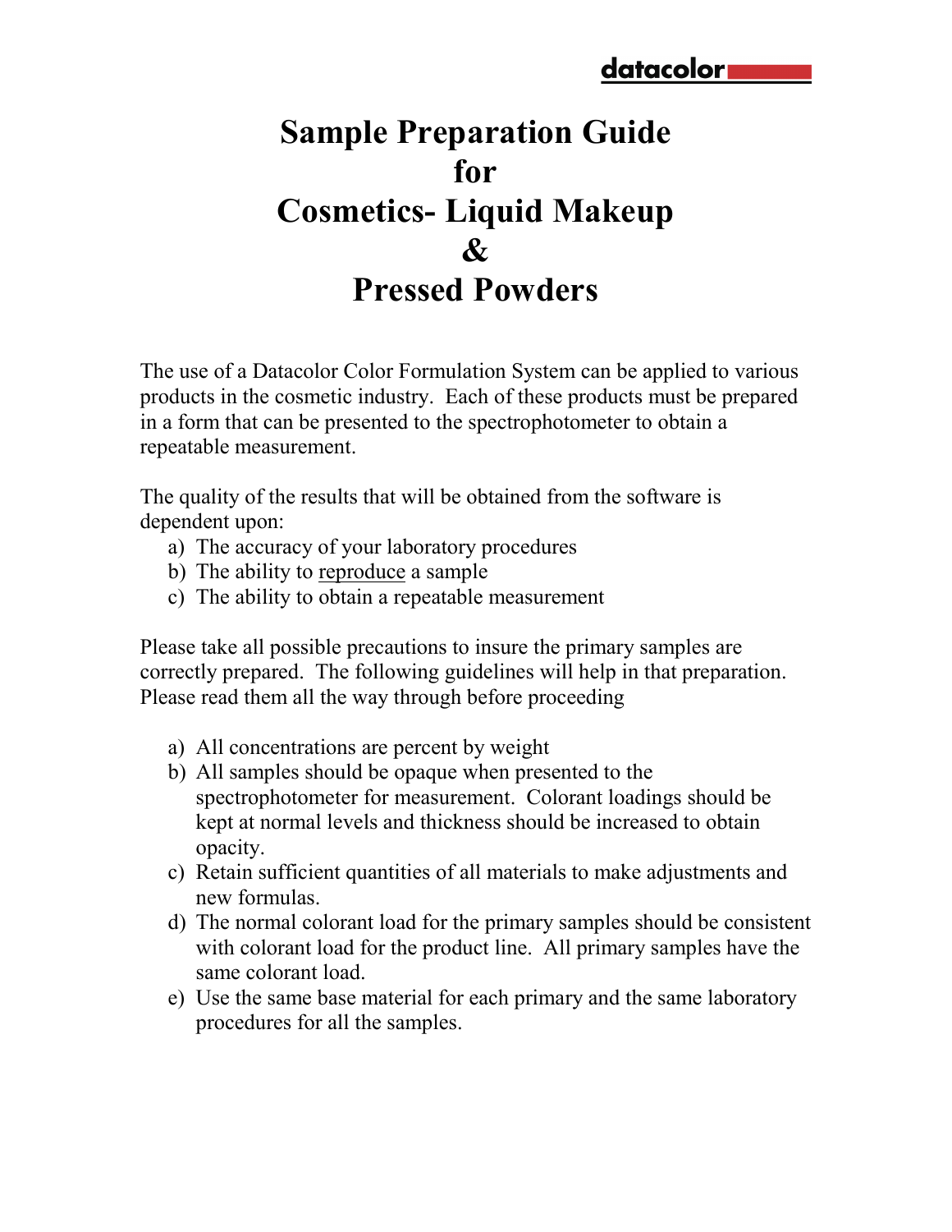# Sample Preparation Guide for Cosmetics- Liquid Makeup & Pressed Powders

The use of a Datacolor Color Formulation System can be applied to various products in the cosmetic industry. Each of these products must be prepared in a form that can be presented to the spectrophotometer to obtain a repeatable measurement.

The quality of the results that will be obtained from the software is dependent upon:

a) The accuracy of your laboratory procedures
b) The ability to reproduce a sample
c) The ability to obtain a repeatable measurement

Please take all possible precautions to insure the primary samples are correctly prepared. The following guidelines will help in that preparation. Please read them all the way through before proceeding

a) All concentrations are percent by weight
b) All samples should be opaque when presented to the spectrophotometer for measurement. Colorant loadings should be kept at normal levels and thickness should be increased to obtain opacity.
c) Retain sufficient quantities of all materials to make adjustments and new formulas.
d) The normal colorant load for the primary samples should be consistent with colorant load for the product line. All primary samples have the same colorant load.
e) Use the same base material for each primary and the same laboratory procedures for all the samples.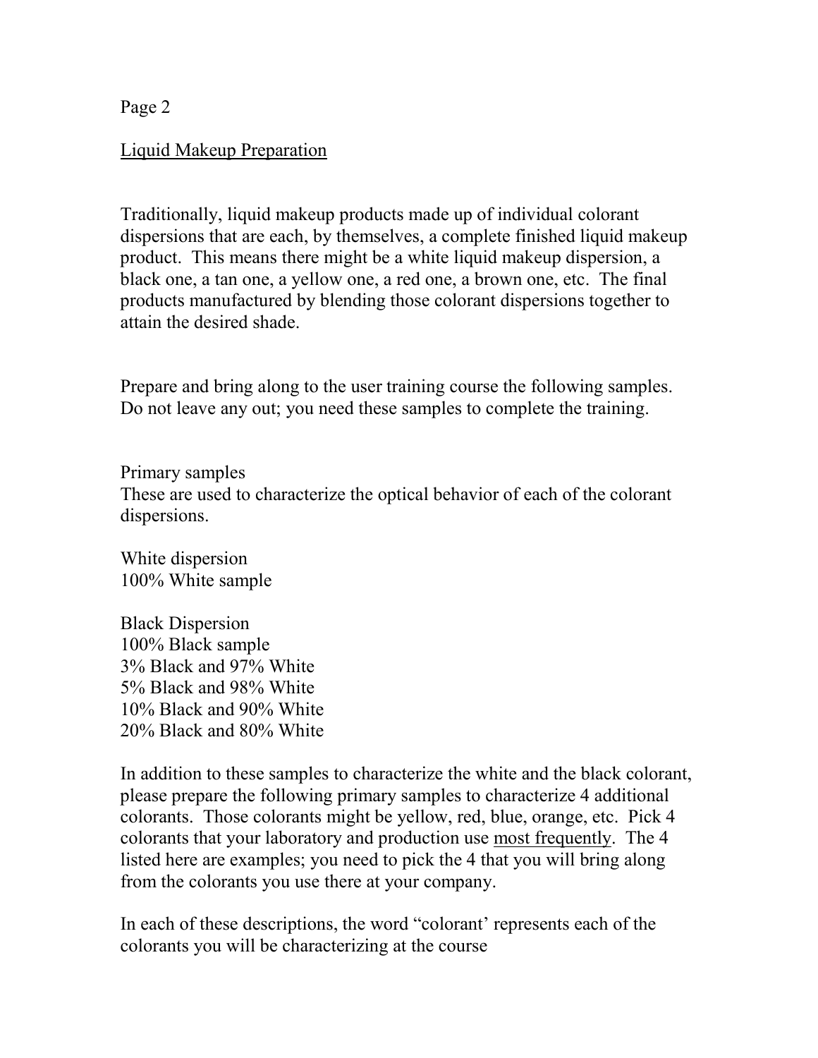<u>Liquid Makeup Preparation</u>

Traditionally, liquid makeup products made up of individual colorant dispersions that are each, by themselves, a complete finished liquid makeup product. This means there might be a white liquid makeup dispersion, a black one, a tan one, a yellow one, a red one, a brown one, etc. The final products manufactured by blending those colorant dispersions together to attain the desired shade.

Prepare and bring along to the user training course the following samples. Do not leave any out; you need these samples to complete the training.

Primary samples
These are used to characterize the optical behavior of each of the colorant dispersions.

White dispersion
100% White sample

Black Dispersion
100% Black sample
3% Black and 97% White
5% Black and 98% White
10% Black and 90% White
20% Black and 80% White

In addition to these samples to characterize the white and the black colorant, please prepare the following primary samples to characterize 4 additional colorants. Those colorants might be yellow, red, blue, orange, etc. Pick 4 colorants that your laboratory and production use <u>most frequently</u>. The 4 listed here are examples; you need to pick the 4 that you will bring along from the colorants you use there at your company.

In each of these descriptions, the word "colorant' represents each of the colorants you will be characterizing at the course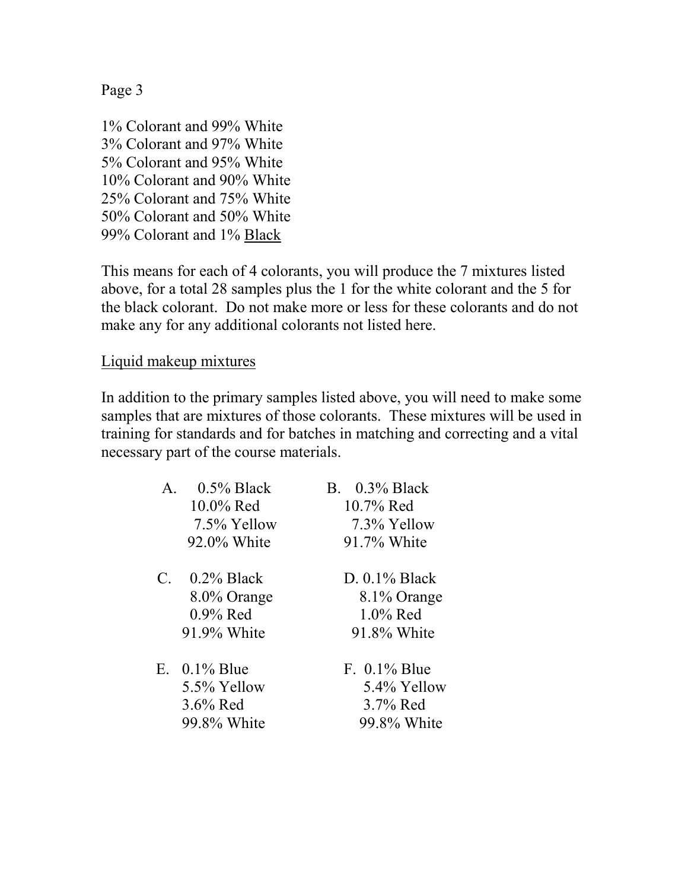1% Colorant and 99% White
3% Colorant and 97% White
5% Colorant and 95% White
10% Colorant and 90% White
25% Colorant and 75% White
50% Colorant and 50% White
99% Colorant and 1% <u>Black</u>

This means for each of 4 colorants, you will produce the 7 mixtures listed above, for a total 28 samples plus the 1 for the white colorant and the 5 for the black colorant. Do not make more or less for these colorants and do not make any for any additional colorants not listed here.

<u>Liquid makeup mixtures</u>

In addition to the primary samples listed above, you will need to make some samples that are mixtures of those colorants. These mixtures will be used in training for standards and for batches in matching and correcting and a vital necessary part of the course materials.

A. 0.5% Black
10.0% Red
7.5% Yellow
92.0% White

B. 0.3% Black
10.7% Red
7.3% Yellow
91.7% White

C. 0.2% Black
8.0% Orange
0.9% Red
91.9% White

D. 0.1% Black
8.1% Orange
1.0% Red
91.8% White

E. 0.1% Blue
5.5% Yellow
3.6% Red
99.8% White

F. 0.1% Blue
5.4% Yellow
3.7% Red
99.8% White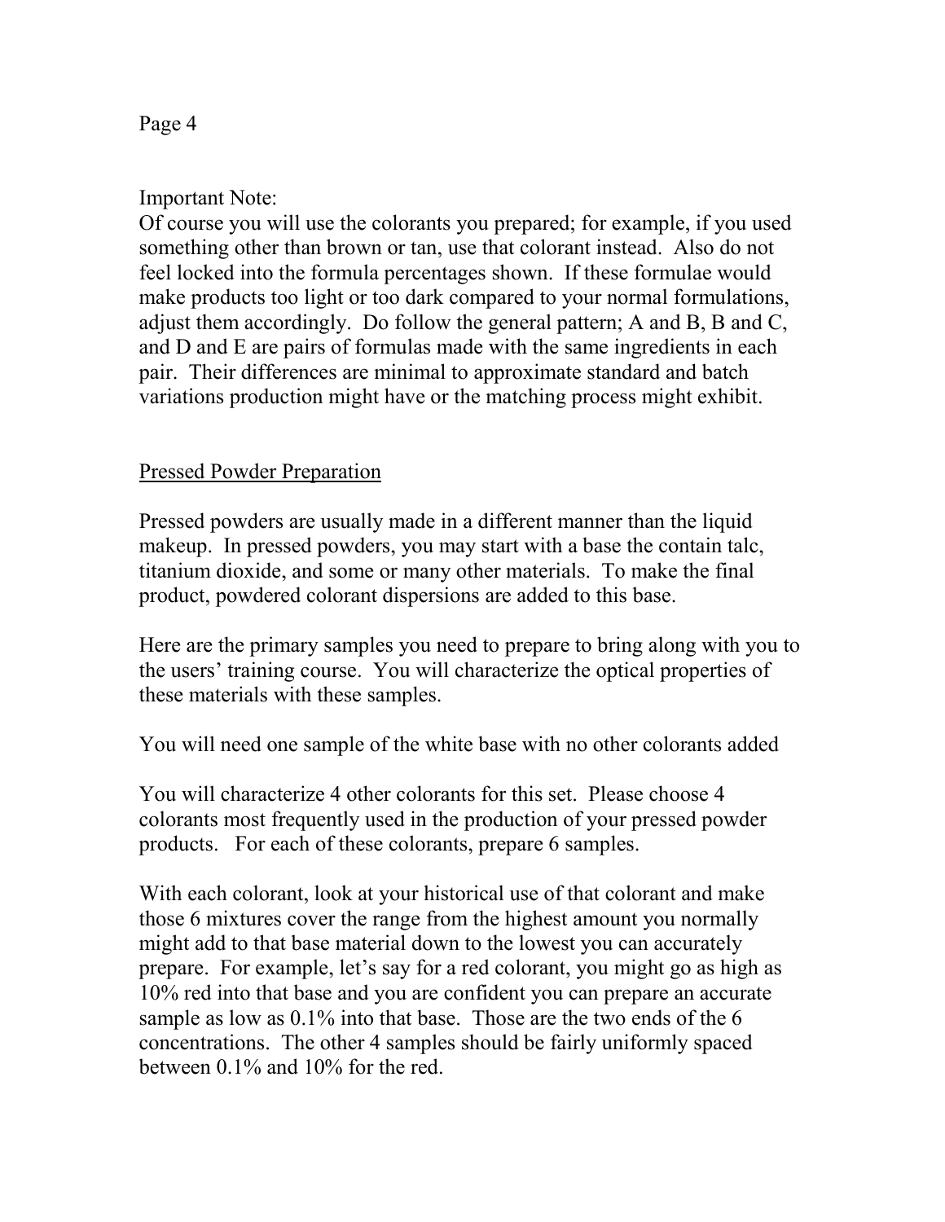Important Note:
Of course you will use the colorants you prepared; for example, if you used something other than brown or tan, use that colorant instead. Also do not feel locked into the formula percentages shown. If these formulae would make products too light or too dark compared to your normal formulations, adjust them accordingly. Do follow the general pattern; A and B, B and C, and D and E are pairs of formulas made with the same ingredients in each pair. Their differences are minimal to approximate standard and batch variations production might have or the matching process might exhibit.

## Pressed Powder Preparation

Pressed powders are usually made in a different manner than the liquid makeup. In pressed powders, you may start with a base the contain talc, titanium dioxide, and some or many other materials. To make the final product, powdered colorant dispersions are added to this base.

Here are the primary samples you need to prepare to bring along with you to the users' training course. You will characterize the optical properties of these materials with these samples.

You will need one sample of the white base with no other colorants added

You will characterize 4 other colorants for this set. Please choose 4 colorants most frequently used in the production of your pressed powder products. For each of these colorants, prepare 6 samples.

With each colorant, look at your historical use of that colorant and make those 6 mixtures cover the range from the highest amount you normally might add to that base material down to the lowest you can accurately prepare. For example, let's say for a red colorant, you might go as high as 10% red into that base and you are confident you can prepare an accurate sample as low as 0.1% into that base. Those are the two ends of the 6 concentrations. The other 4 samples should be fairly uniformly spaced between 0.1% and 10% for the red.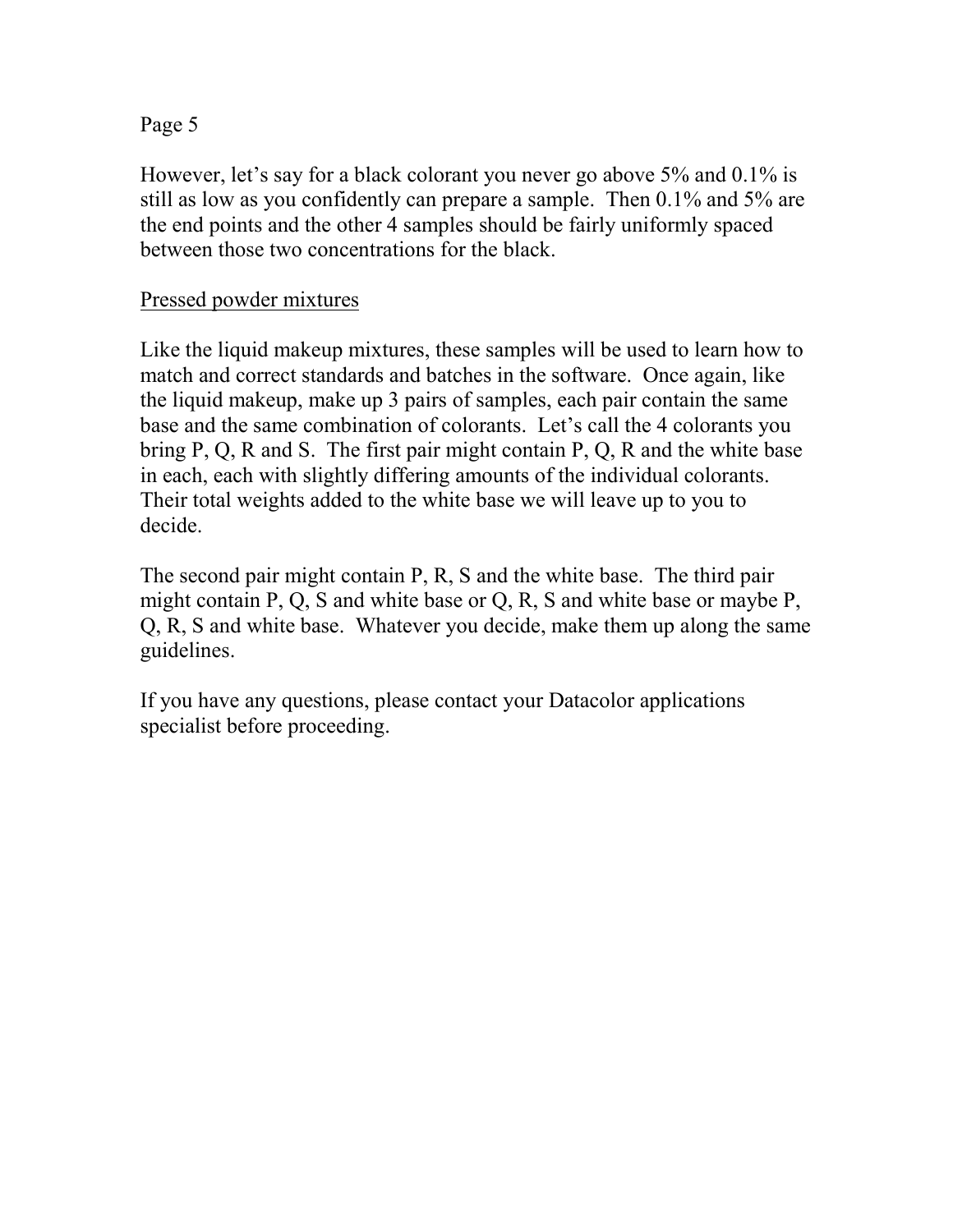However, let's say for a black colorant you never go above 5% and 0.1% is still as low as you confidently can prepare a sample. Then 0.1% and 5% are the end points and the other 4 samples should be fairly uniformly spaced between those two concentrations for the black.

## Pressed powder mixtures

Like the liquid makeup mixtures, these samples will be used to learn how to match and correct standards and batches in the software. Once again, like the liquid makeup, make up 3 pairs of samples, each pair contain the same base and the same combination of colorants. Let's call the 4 colorants you bring P, Q, R and S. The first pair might contain P, Q, R and the white base in each, each with slightly differing amounts of the individual colorants. Their total weights added to the white base we will leave up to you to decide.

The second pair might contain P, R, S and the white base. The third pair might contain P, Q, S and white base or Q, R, S and white base or maybe P, Q, R, S and white base. Whatever you decide, make them up along the same guidelines.

If you have any questions, please contact your Datacolor applications specialist before proceeding.